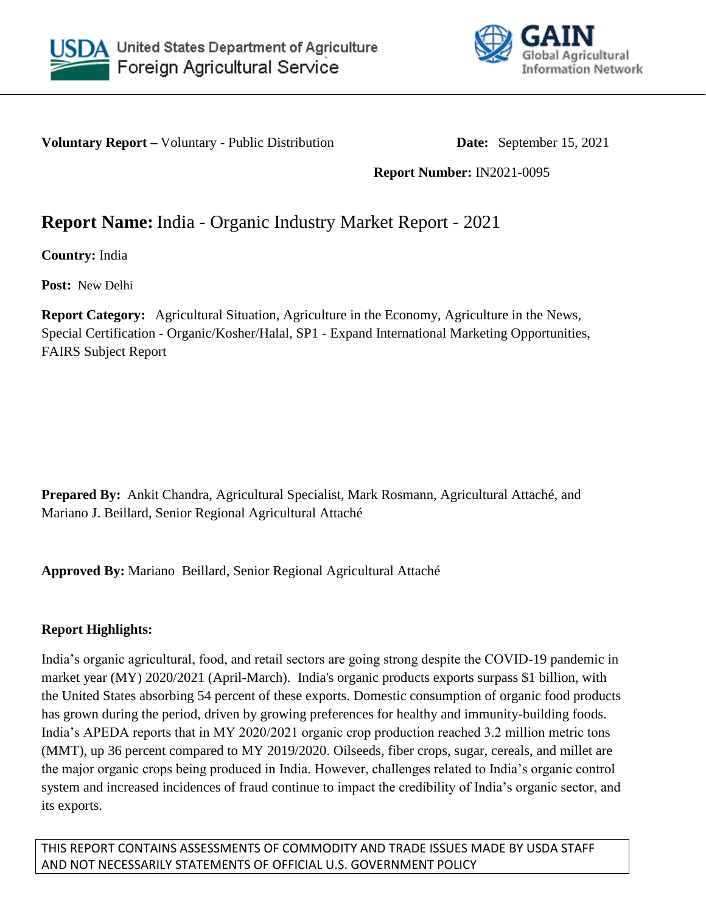United States Department of Agriculture
Foreign Agricultural Service

GAIN
Global Agricultural Information Network

**Voluntary Report –** Voluntary - Public Distribution **Date:** September 15, 2021

**Report Number:** IN2021-0095

# **Report Name:** India - Organic Industry Market Report - 2021

**Country:** India

**Post:** New Delhi

**Report Category:** Agricultural Situation, Agriculture in the Economy, Agriculture in the News, Special Certification - Organic/Kosher/Halal, SP1 - Expand International Marketing Opportunities, FAIRS Subject Report

**Prepared By:** Ankit Chandra, Agricultural Specialist, Mark Rosmann, Agricultural Attaché, and Mariano J. Beillard, Senior Regional Agricultural Attaché

**Approved By:** Mariano Beillard, Senior Regional Agricultural Attaché

**Report Highlights:**

India's organic agricultural, food, and retail sectors are going strong despite the COVID-19 pandemic in market year (MY) 2020/2021 (April-March). India's organic products exports surpass $1 billion, with the United States absorbing 54 percent of these exports. Domestic consumption of organic food products has grown during the period, driven by growing preferences for healthy and immunity-building foods. India's APEDA reports that in MY 2020/2021 organic crop production reached 3.2 million metric tons (MMT), up 36 percent compared to MY 2019/2020. Oilseeds, fiber crops, sugar, cereals, and millet are the major organic crops being produced in India. However, challenges related to India's organic control system and increased incidences of fraud continue to impact the credibility of India's organic sector, and its exports.

THIS REPORT CONTAINS ASSESSMENTS OF COMMODITY AND TRADE ISSUES MADE BY USDA STAFF AND NOT NECESSARILY STATEMENTS OF OFFICIAL U.S. GOVERNMENT POLICY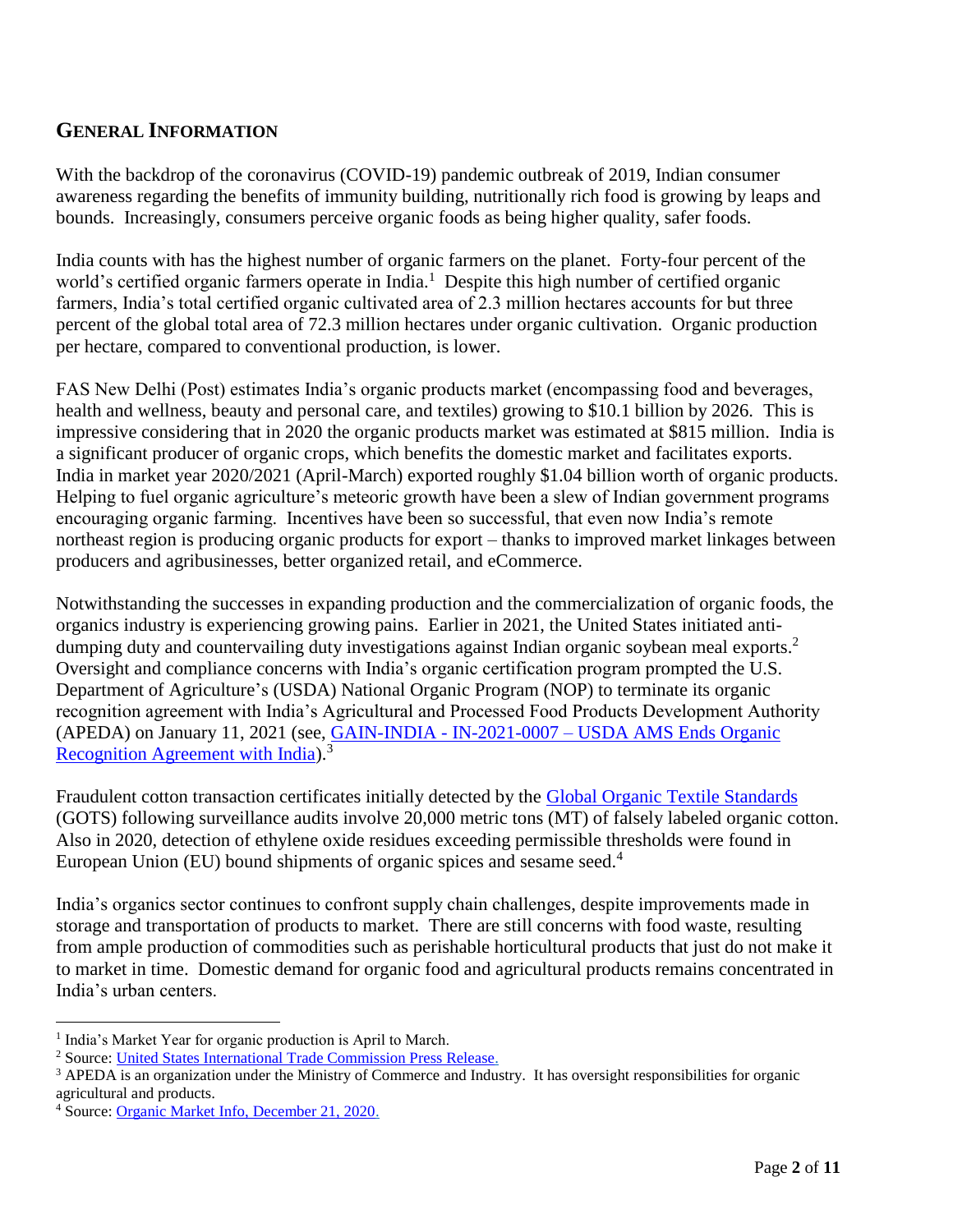## GENERAL INFORMATION

With the backdrop of the coronavirus (COVID-19) pandemic outbreak of 2019, Indian consumer awareness regarding the benefits of immunity building, nutritionally rich food is growing by leaps and bounds. Increasingly, consumers perceive organic foods as being higher quality, safer foods.

India counts with has the highest number of organic farmers on the planet. Forty-four percent of the world's certified organic farmers operate in India.[1] Despite this high number of certified organic farmers, India's total certified organic cultivated area of 2.3 million hectares accounts for but three percent of the global total area of 72.3 million hectares under organic cultivation. Organic production per hectare, compared to conventional production, is lower.

FAS New Delhi (Post) estimates India's organic products market (encompassing food and beverages, health and wellness, beauty and personal care, and textiles) growing to $10.1 billion by 2026. This is impressive considering that in 2020 the organic products market was estimated at $815 million. India is a significant producer of organic crops, which benefits the domestic market and facilitates exports. India in market year 2020/2021 (April-March) exported roughly $1.04 billion worth of organic products. Helping to fuel organic agriculture's meteoric growth have been a slew of Indian government programs encouraging organic farming. Incentives have been so successful, that even now India's remote northeast region is producing organic products for export – thanks to improved market linkages between producers and agribusinesses, better organized retail, and eCommerce.

Notwithstanding the successes in expanding production and the commercialization of organic foods, the organics industry is experiencing growing pains. Earlier in 2021, the United States initiated anti-dumping duty and countervailing duty investigations against Indian organic soybean meal exports.[2] Oversight and compliance concerns with India's organic certification program prompted the U.S. Department of Agriculture's (USDA) National Organic Program (NOP) to terminate its organic recognition agreement with India's Agricultural and Processed Food Products Development Authority (APEDA) on January 11, 2021 (see, [GAIN-INDIA - IN-2021-0007 – USDA AMS Ends Organic Recognition Agreement with India]).[3]

Fraudulent cotton transaction certificates initially detected by the [Global Organic Textile Standards] (GOTS) following surveillance audits involve 20,000 metric tons (MT) of falsely labeled organic cotton. Also in 2020, detection of ethylene oxide residues exceeding permissible thresholds were found in European Union (EU) bound shipments of organic spices and sesame seed.[4]

India's organics sector continues to confront supply chain challenges, despite improvements made in storage and transportation of products to market. There are still concerns with food waste, resulting from ample production of commodities such as perishable horticultural products that just do not make it to market in time. Domestic demand for organic food and agricultural products remains concentrated in India's urban centers.

---

[1] India's Market Year for organic production is April to March.

[2] Source: United States International Trade Commission Press Release.

[3] APEDA is an organization under the Ministry of Commerce and Industry. It has oversight responsibilities for organic agricultural and products.

[4] Source: Organic Market Info, December 21, 2020.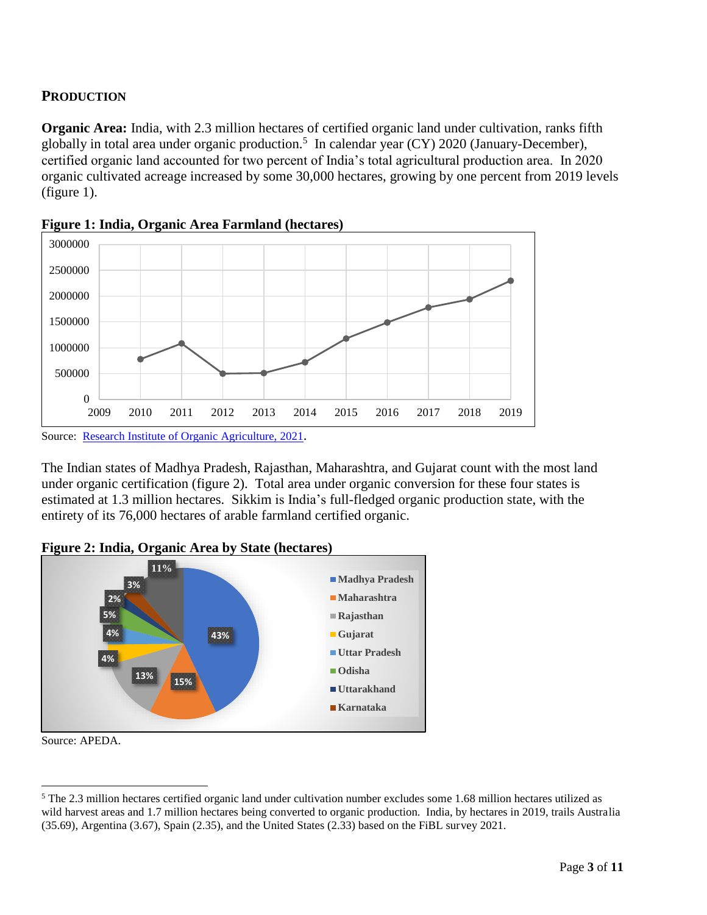## PRODUCTION

**Organic Area:** India, with 2.3 million hectares of certified organic land under cultivation, ranks fifth globally in total area under organic production.[5] In calendar year (CY) 2020 (January-December), certified organic land accounted for two percent of India's total agricultural production area. In 2020 organic cultivated acreage increased by some 30,000 hectares, growing by one percent from 2019 levels (figure 1).

**Figure 1: India, Organic Area Farmland (hectares)**

Source: Research Institute of Organic Agriculture, 2021.

The Indian states of Madhya Pradesh, Rajasthan, Maharashtra, and Gujarat count with the most land under organic certification (figure 2). Total area under organic conversion for these four states is estimated at 1.3 million hectares. Sikkim is India's full-fledged organic production state, with the entirety of its 76,000 hectares of arable farmland certified organic.

**Figure 2: India, Organic Area by State (hectares)**

Source: APEDA.

---

[5] The 2.3 million hectares certified organic land under cultivation number excludes some 1.68 million hectares utilized as wild harvest areas and 1.7 million hectares being converted to organic production. India, by hectares in 2019, trails Australia (35.69), Argentina (3.67), Spain (2.35), and the United States (2.33) based on the FiBL survey 2021.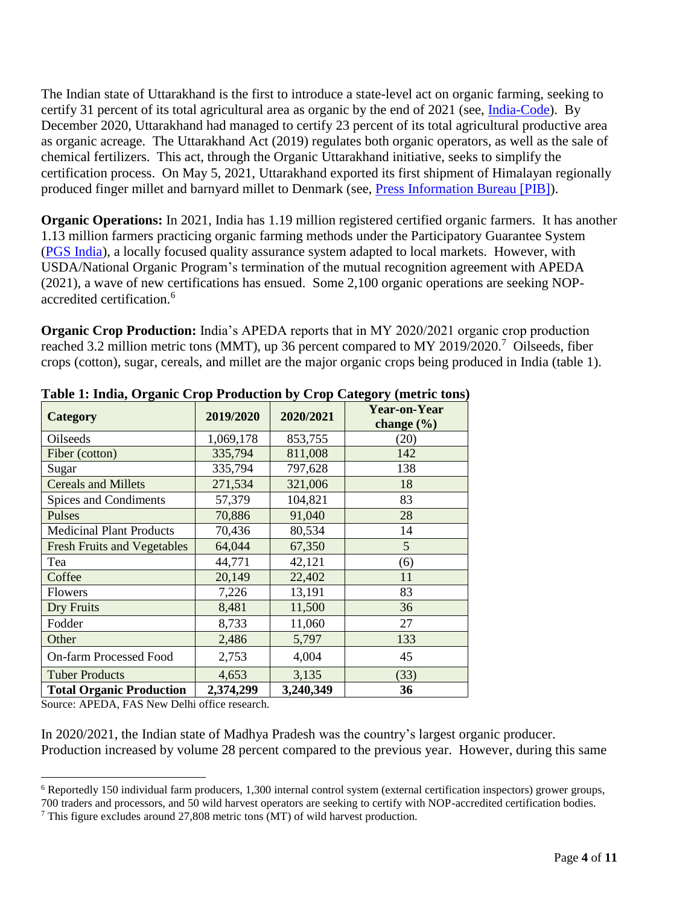The Indian state of Uttarakhand is the first to introduce a state-level act on organic farming, seeking to certify 31 percent of its total agricultural area as organic by the end of 2021 (see, India-Code). By December 2020, Uttarakhand had managed to certify 23 percent of its total agricultural productive area as organic acreage. The Uttarakhand Act (2019) regulates both organic operators, as well as the sale of chemical fertilizers. This act, through the Organic Uttarakhand initiative, seeks to simplify the certification process. On May 5, 2021, Uttarakhand exported its first shipment of Himalayan regionally produced finger millet and barnyard millet to Denmark (see, Press Information Bureau [PIB]).

**Organic Operations:** In 2021, India has 1.19 million registered certified organic farmers. It has another 1.13 million farmers practicing organic farming methods under the Participatory Guarantee System (PGS India), a locally focused quality assurance system adapted to local markets. However, with USDA/National Organic Program's termination of the mutual recognition agreement with APEDA (2021), a wave of new certifications has ensued. Some 2,100 organic operations are seeking NOP-accredited certification.[6]

**Organic Crop Production:** India's APEDA reports that in MY 2020/2021 organic crop production reached 3.2 million metric tons (MMT), up 36 percent compared to MY 2019/2020.[7] Oilseeds, fiber crops (cotton), sugar, cereals, and millet are the major organic crops being produced in India (table 1).

**Table 1: India, Organic Crop Production by Crop Category (metric tons)**

| Category | 2019/2020 | 2020/2021 | Year-on-Year change (%) |
|---|---|---|---|
| Oilseeds | 1,069,178 | 853,755 | (20) |
| Fiber (cotton) | 335,794 | 811,008 | 142 |
| Sugar | 335,794 | 797,628 | 138 |
| Cereals and Millets | 271,534 | 321,006 | 18 |
| Spices and Condiments | 57,379 | 104,821 | 83 |
| Pulses | 70,886 | 91,040 | 28 |
| Medicinal Plant Products | 70,436 | 80,534 | 14 |
| Fresh Fruits and Vegetables | 64,044 | 67,350 | 5 |
| Tea | 44,771 | 42,121 | (6) |
| Coffee | 20,149 | 22,402 | 11 |
| Flowers | 7,226 | 13,191 | 83 |
| Dry Fruits | 8,481 | 11,500 | 36 |
| Fodder | 8,733 | 11,060 | 27 |
| Other | 2,486 | 5,797 | 133 |
| On-farm Processed Food | 2,753 | 4,004 | 45 |
| Tuber Products | 4,653 | 3,135 | (33) |
| **Total Organic Production** | **2,374,299** | **3,240,349** | **36** |

Source: APEDA, FAS New Delhi office research.

In 2020/2021, the Indian state of Madhya Pradesh was the country's largest organic producer. Production increased by volume 28 percent compared to the previous year. However, during this same

[6] Reportedly 150 individual farm producers, 1,300 internal control system (external certification inspectors) grower groups, 700 traders and processors, and 50 wild harvest operators are seeking to certify with NOP-accredited certification bodies.

[7] This figure excludes around 27,808 metric tons (MT) of wild harvest production.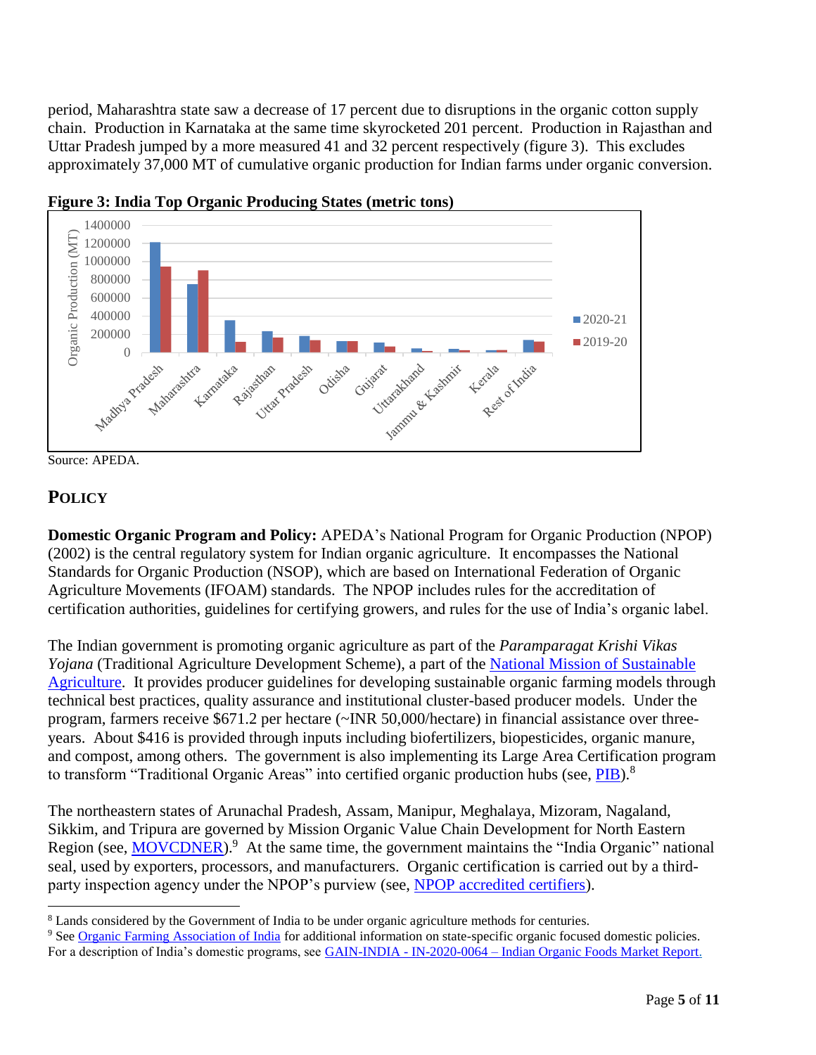period, Maharashtra state saw a decrease of 17 percent due to disruptions in the organic cotton supply chain. Production in Karnataka at the same time skyrocketed 201 percent. Production in Rajasthan and Uttar Pradesh jumped by a more measured 41 and 32 percent respectively (figure 3). This excludes approximately 37,000 MT of cumulative organic production for Indian farms under organic conversion.

**Figure 3: India Top Organic Producing States (metric tons)**

Source: APEDA.

## POLICY

**Domestic Organic Program and Policy:** APEDA's National Program for Organic Production (NPOP) (2002) is the central regulatory system for Indian organic agriculture. It encompasses the National Standards for Organic Production (NSOP), which are based on International Federation of Organic Agriculture Movements (IFOAM) standards. The NPOP includes rules for the accreditation of certification authorities, guidelines for certifying growers, and rules for the use of India's organic label.

The Indian government is promoting organic agriculture as part of the *Paramparagat Krishi Vikas Yojana* (Traditional Agriculture Development Scheme), a part of the National Mission of Sustainable Agriculture. It provides producer guidelines for developing sustainable organic farming models through technical best practices, quality assurance and institutional cluster-based producer models. Under the program, farmers receive $671.2 per hectare (~INR 50,000/hectare) in financial assistance over three-years. About $416 is provided through inputs including biofertilizers, biopesticides, organic manure, and compost, among others. The government is also implementing its Large Area Certification program to transform "Traditional Organic Areas" into certified organic production hubs (see, PIB).[8]

The northeastern states of Arunachal Pradesh, Assam, Manipur, Meghalaya, Mizoram, Nagaland, Sikkim, and Tripura are governed by Mission Organic Value Chain Development for North Eastern Region (see, MOVCDNER).[9] At the same time, the government maintains the "India Organic" national seal, used by exporters, processors, and manufacturers. Organic certification is carried out by a third-party inspection agency under the NPOP's purview (see, NPOP accredited certifiers).

---

[8] Lands considered by the Government of India to be under organic agriculture methods for centuries.

[9] See Organic Farming Association of India for additional information on state-specific organic focused domestic policies. For a description of India's domestic programs, see GAIN-INDIA - IN-2020-0064 – Indian Organic Foods Market Report.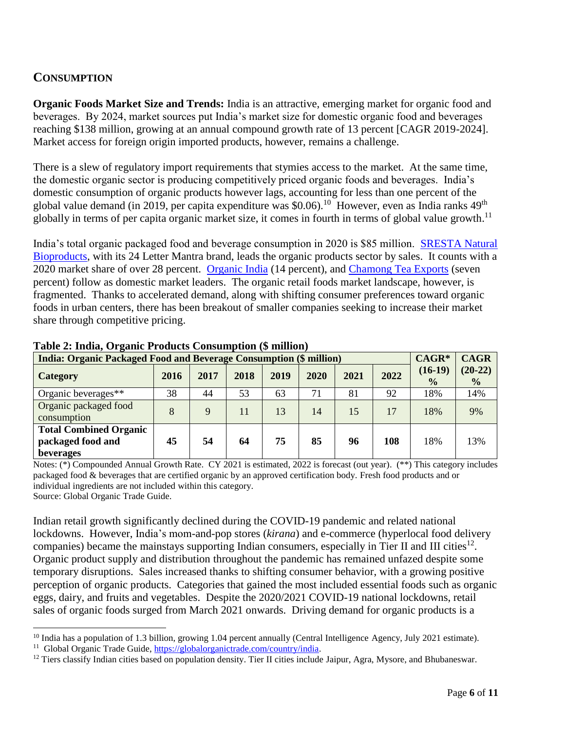## CONSUMPTION

**Organic Foods Market Size and Trends:** India is an attractive, emerging market for organic food and beverages. By 2024, market sources put India's market size for domestic organic food and beverages reaching $138 million, growing at an annual compound growth rate of 13 percent [CAGR 2019-2024]. Market access for foreign origin imported products, however, remains a challenge.

There is a slew of regulatory import requirements that stymies access to the market. At the same time, the domestic organic sector is producing competitively priced organic foods and beverages. India's domestic consumption of organic products however lags, accounting for less than one percent of the global value demand (in 2019, per capita expenditure was $0.06).[10] However, even as India ranks 49th globally in terms of per capita organic market size, it comes in fourth in terms of global value growth.[11]

India's total organic packaged food and beverage consumption in 2020 is $85 million. SRESTA Natural Bioproducts, with its 24 Letter Mantra brand, leads the organic products sector by sales. It counts with a 2020 market share of over 28 percent. Organic India (14 percent), and Chamong Tea Exports (seven percent) follow as domestic market leaders. The organic retail foods market landscape, however, is fragmented. Thanks to accelerated demand, along with shifting consumer preferences toward organic foods in urban centers, there has been breakout of smaller companies seeking to increase their market share through competitive pricing.

**Table 2: India, Organic Products Consumption ($ million)**

| India: Organic Packaged Food and Beverage Consumption ($ million) | | | | | | | | CAGR* | CAGR |
|---|---|---|---|---|---|---|---|---|---|
| **Category** | **2016** | **2017** | **2018** | **2019** | **2020** | **2021** | **2022** | **(16-19) %** | **(20-22) %** |
| Organic beverages** | 38 | 44 | 53 | 63 | 71 | 81 | 92 | 18% | 14% |
| Organic packaged food consumption | 8 | 9 | 11 | 13 | 14 | 15 | 17 | 18% | 9% |
| **Total Combined Organic packaged food and beverages** | **45** | **54** | **64** | **75** | **85** | **96** | **108** | 18% | 13% |

Notes: (*) Compounded Annual Growth Rate. CY 2021 is estimated, 2022 is forecast (out year). (**) This category includes packaged food & beverages that are certified organic by an approved certification body. Fresh food products and or individual ingredients are not included within this category.
Source: Global Organic Trade Guide.

Indian retail growth significantly declined during the COVID-19 pandemic and related national lockdowns. However, India's mom-and-pop stores (*kirana*) and e-commerce (hyperlocal food delivery companies) became the mainstays supporting Indian consumers, especially in Tier II and III cities[12]. Organic product supply and distribution throughout the pandemic has remained unfazed despite some temporary disruptions. Sales increased thanks to shifting consumer behavior, with a growing positive perception of organic products. Categories that gained the most included essential foods such as organic eggs, dairy, and fruits and vegetables. Despite the 2020/2021 COVID-19 national lockdowns, retail sales of organic foods surged from March 2021 onwards. Driving demand for organic products is a

---

[10] India has a population of 1.3 billion, growing 1.04 percent annually (Central Intelligence Agency, July 2021 estimate).

[11] Global Organic Trade Guide, https://globalorganictrade.com/country/india.

[12] Tiers classify Indian cities based on population density. Tier II cities include Jaipur, Agra, Mysore, and Bhubaneswar.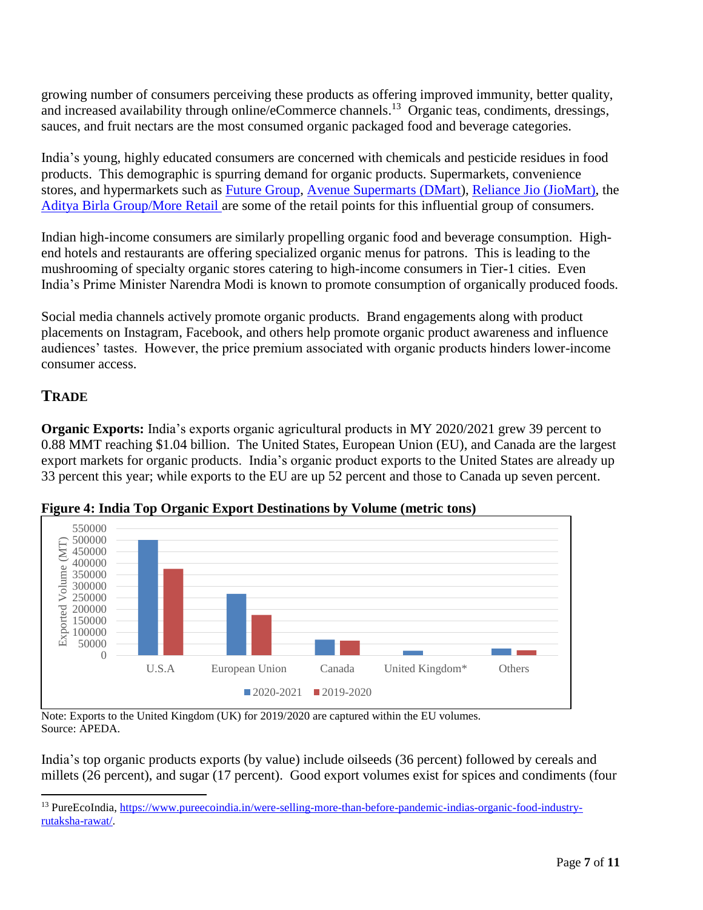growing number of consumers perceiving these products as offering improved immunity, better quality, and increased availability through online/eCommerce channels.[13] Organic teas, condiments, dressings, sauces, and fruit nectars are the most consumed organic packaged food and beverage categories.

India's young, highly educated consumers are concerned with chemicals and pesticide residues in food products. This demographic is spurring demand for organic products. Supermarkets, convenience stores, and hypermarkets such as Future Group, Avenue Supermarts (DMart), Reliance Jio (JioMart), the Aditya Birla Group/More Retail are some of the retail points for this influential group of consumers.

Indian high-income consumers are similarly propelling organic food and beverage consumption. High-end hotels and restaurants are offering specialized organic menus for patrons. This is leading to the mushrooming of specialty organic stores catering to high-income consumers in Tier-1 cities. Even India's Prime Minister Narendra Modi is known to promote consumption of organically produced foods.

Social media channels actively promote organic products. Brand engagements along with product placements on Instagram, Facebook, and others help promote organic product awareness and influence audiences' tastes. However, the price premium associated with organic products hinders lower-income consumer access.

## TRADE

**Organic Exports:** India's exports organic agricultural products in MY 2020/2021 grew 39 percent to 0.88 MMT reaching $1.04 billion. The United States, European Union (EU), and Canada are the largest export markets for organic products. India's organic product exports to the United States are already up 33 percent this year; while exports to the EU are up 52 percent and those to Canada up seven percent.

**Figure 4: India Top Organic Export Destinations by Volume (metric tons)**

Note: Exports to the United Kingdom (UK) for 2019/2020 are captured within the EU volumes.
Source: APEDA.

India's top organic products exports (by value) include oilseeds (36 percent) followed by cereals and millets (26 percent), and sugar (17 percent). Good export volumes exist for spices and condiments (four

[13] PureEcoIndia, https://www.pureecoindia.in/were-selling-more-than-before-pandemic-indias-organic-food-industry-rutaksha-rawat/.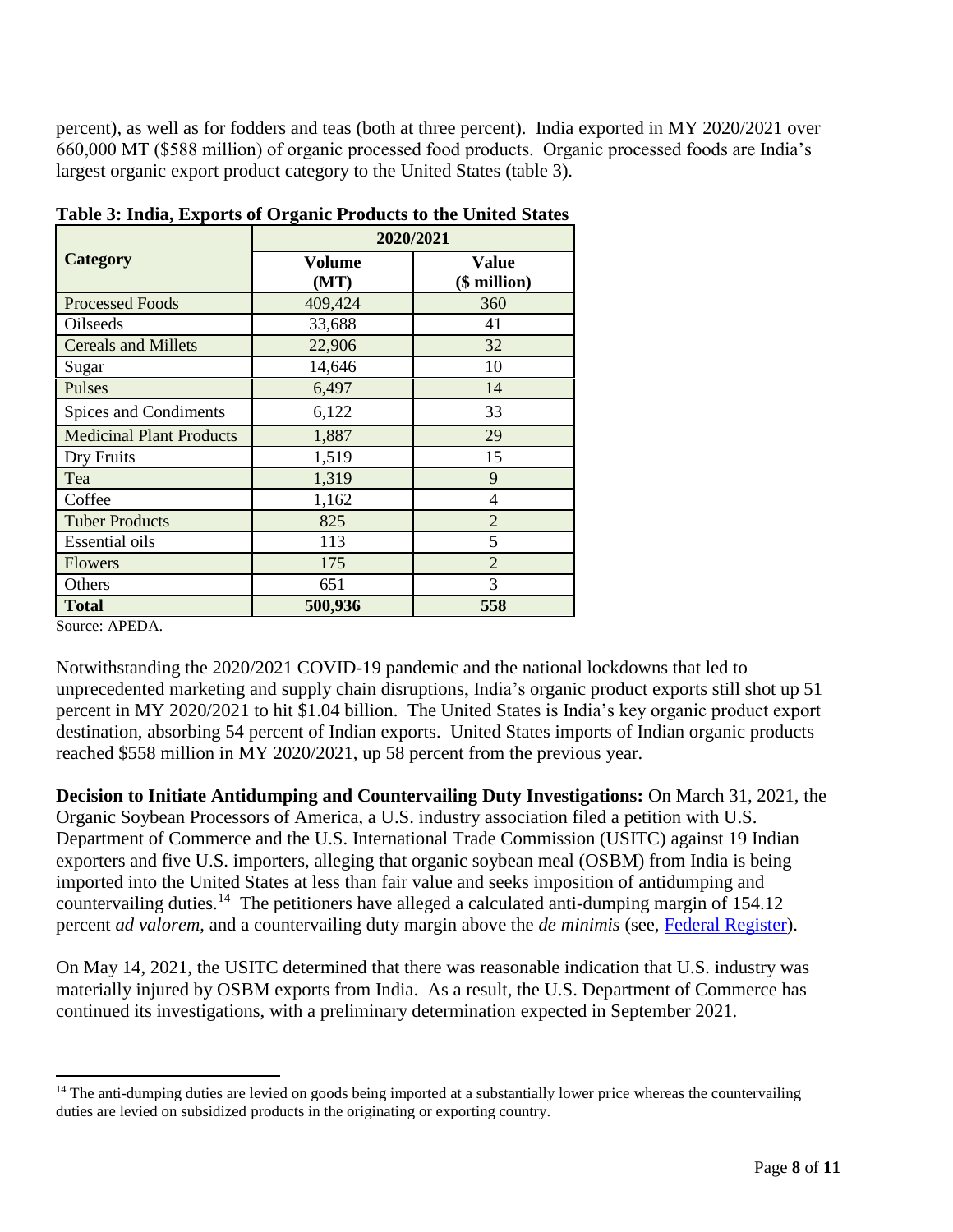percent), as well as for fodders and teas (both at three percent). India exported in MY 2020/2021 over 660,000 MT ($588 million) of organic processed food products. Organic processed foods are India's largest organic export product category to the United States (table 3).

**Table 3: India, Exports of Organic Products to the United States**

| Category | 2020/2021 | |
|---|---|---|
| | Volume (MT) | Value ($ million) |
| Processed Foods | 409,424 | 360 |
| Oilseeds | 33,688 | 41 |
| Cereals and Millets | 22,906 | 32 |
| Sugar | 14,646 | 10 |
| Pulses | 6,497 | 14 |
| Spices and Condiments | 6,122 | 33 |
| Medicinal Plant Products | 1,887 | 29 |
| Dry Fruits | 1,519 | 15 |
| Tea | 1,319 | 9 |
| Coffee | 1,162 | 4 |
| Tuber Products | 825 | 2 |
| Essential oils | 113 | 5 |
| Flowers | 175 | 2 |
| Others | 651 | 3 |
| **Total** | **500,936** | **558** |

Source: APEDA.

Notwithstanding the 2020/2021 COVID-19 pandemic and the national lockdowns that led to unprecedented marketing and supply chain disruptions, India's organic product exports still shot up 51 percent in MY 2020/2021 to hit $1.04 billion. The United States is India's key organic product export destination, absorbing 54 percent of Indian exports. United States imports of Indian organic products reached $558 million in MY 2020/2021, up 58 percent from the previous year.

**Decision to Initiate Antidumping and Countervailing Duty Investigations:** On March 31, 2021, the Organic Soybean Processors of America, a U.S. industry association filed a petition with U.S. Department of Commerce and the U.S. International Trade Commission (USITC) against 19 Indian exporters and five U.S. importers, alleging that organic soybean meal (OSBM) from India is being imported into the United States at less than fair value and seeks imposition of antidumping and countervailing duties.[14] The petitioners have alleged a calculated anti-dumping margin of 154.12 percent *ad valorem*, and a countervailing duty margin above the *de minimis* (see, Federal Register).

On May 14, 2021, the USITC determined that there was reasonable indication that U.S. industry was materially injured by OSBM exports from India. As a result, the U.S. Department of Commerce has continued its investigations, with a preliminary determination expected in September 2021.

[14] The anti-dumping duties are levied on goods being imported at a substantially lower price whereas the countervailing duties are levied on subsidized products in the originating or exporting country.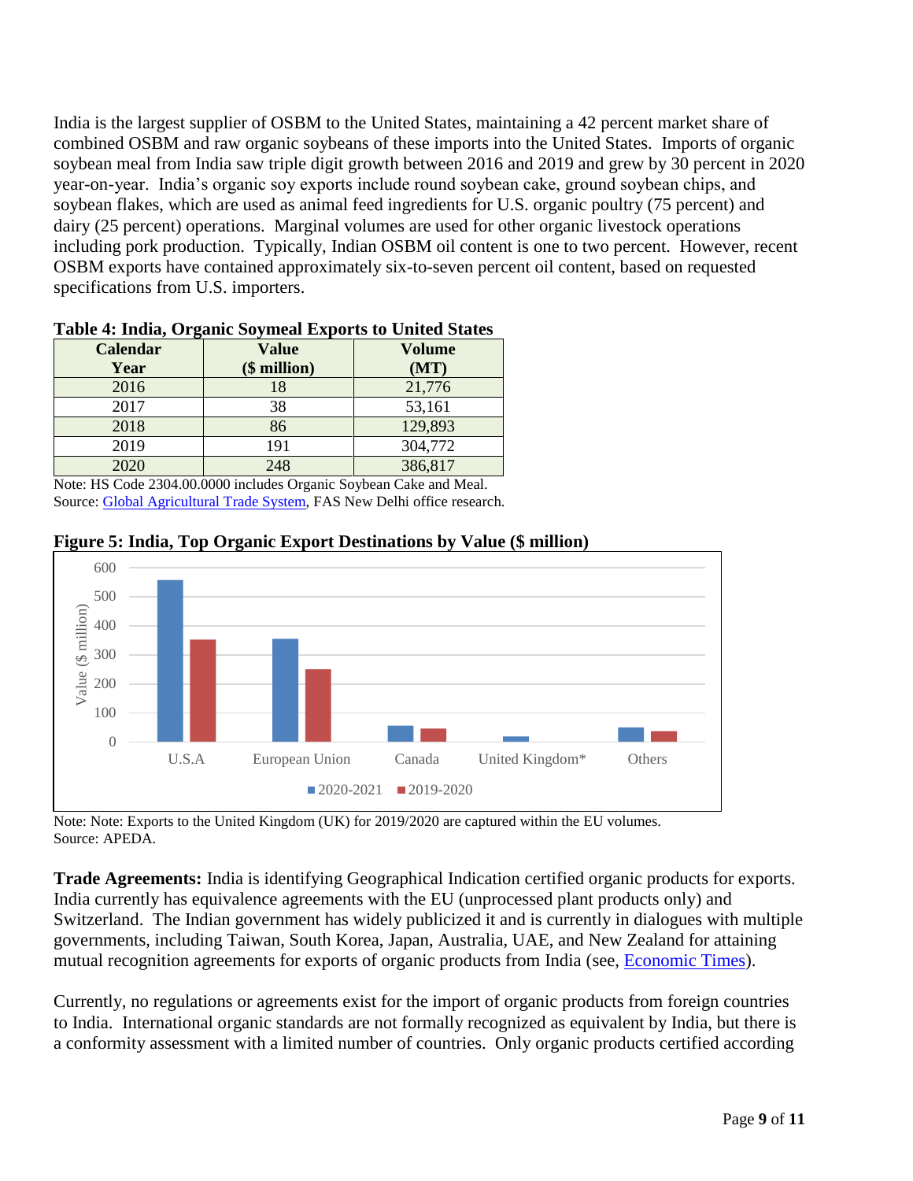India is the largest supplier of OSBM to the United States, maintaining a 42 percent market share of combined OSBM and raw organic soybeans of these imports into the United States. Imports of organic soybean meal from India saw triple digit growth between 2016 and 2019 and grew by 30 percent in 2020 year-on-year. India's organic soy exports include round soybean cake, ground soybean chips, and soybean flakes, which are used as animal feed ingredients for U.S. organic poultry (75 percent) and dairy (25 percent) operations. Marginal volumes are used for other organic livestock operations including pork production. Typically, Indian OSBM oil content is one to two percent. However, recent OSBM exports have contained approximately six-to-seven percent oil content, based on requested specifications from U.S. importers.

**Table 4: India, Organic Soymeal Exports to United States**

| Calendar Year | Value ($ million) | Volume (MT) |
|---|---|---|
| 2016 | 18 | 21,776 |
| 2017 | 38 | 53,161 |
| 2018 | 86 | 129,893 |
| 2019 | 191 | 304,772 |
| 2020 | 248 | 386,817 |

Note: HS Code 2304.00.0000 includes Organic Soybean Cake and Meal.
Source: Global Agricultural Trade System, FAS New Delhi office research.

**Figure 5: India, Top Organic Export Destinations by Value ($ million)**

Note: Note: Exports to the United Kingdom (UK) for 2019/2020 are captured within the EU volumes.
Source: APEDA.

**Trade Agreements:** India is identifying Geographical Indication certified organic products for exports. India currently has equivalence agreements with the EU (unprocessed plant products only) and Switzerland. The Indian government has widely publicized it and is currently in dialogues with multiple governments, including Taiwan, South Korea, Japan, Australia, UAE, and New Zealand for attaining mutual recognition agreements for exports of organic products from India (see, Economic Times).

Currently, no regulations or agreements exist for the import of organic products from foreign countries to India. International organic standards are not formally recognized as equivalent by India, but there is a conformity assessment with a limited number of countries. Only organic products certified according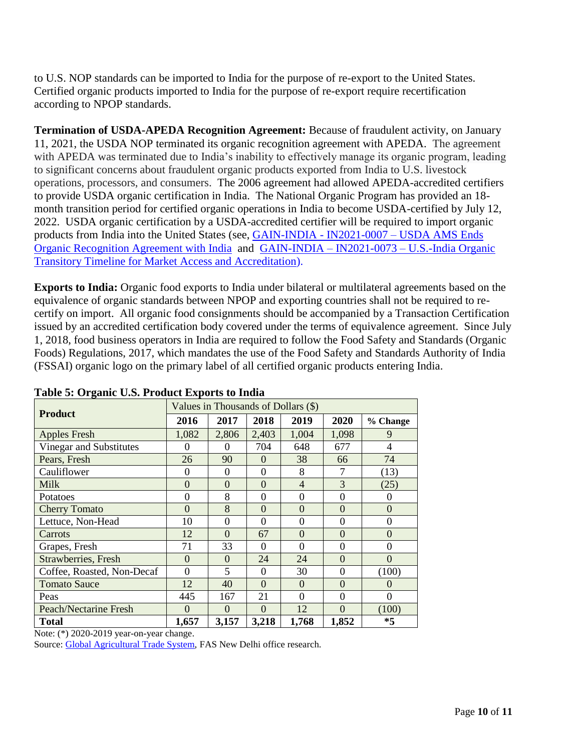to U.S. NOP standards can be imported to India for the purpose of re-export to the United States. Certified organic products imported to India for the purpose of re-export require recertification according to NPOP standards.

**Termination of USDA-APEDA Recognition Agreement:** Because of fraudulent activity, on January 11, 2021, the USDA NOP terminated its organic recognition agreement with APEDA. The agreement with APEDA was terminated due to India's inability to effectively manage its organic program, leading to significant concerns about fraudulent organic products exported from India to U.S. livestock operations, processors, and consumers. The 2006 agreement had allowed APEDA-accredited certifiers to provide USDA organic certification in India. The National Organic Program has provided an 18-month transition period for certified organic operations in India to become USDA-certified by July 12, 2022. USDA organic certification by a USDA-accredited certifier will be required to import organic products from India into the United States (see, GAIN-INDIA - IN2021-0007 – USDA AMS Ends Organic Recognition Agreement with India and GAIN-INDIA – IN2021-0073 – U.S.-India Organic Transitory Timeline for Market Access and Accreditation).

**Exports to India:** Organic food exports to India under bilateral or multilateral agreements based on the equivalence of organic standards between NPOP and exporting countries shall not be required to re-certify on import. All organic food consignments should be accompanied by a Transaction Certification issued by an accredited certification body covered under the terms of equivalence agreement. Since July 1, 2018, food business operators in India are required to follow the Food Safety and Standards (Organic Foods) Regulations, 2017, which mandates the use of the Food Safety and Standards Authority of India (FSSAI) organic logo on the primary label of all certified organic products entering India.

**Table 5: Organic U.S. Product Exports to India**

| Product | Values in Thousands of Dollars ($) | | | | | |
|---|---|---|---|---|---|---|
| | 2016 | 2017 | 2018 | 2019 | 2020 | % Change |
| Apples Fresh | 1,082 | 2,806 | 2,403 | 1,004 | 1,098 | 9 |
| Vinegar and Substitutes | 0 | 0 | 704 | 648 | 677 | 4 |
| Pears, Fresh | 26 | 90 | 0 | 38 | 66 | 74 |
| Cauliflower | 0 | 0 | 0 | 8 | 7 | (13) |
| Milk | 0 | 0 | 0 | 4 | 3 | (25) |
| Potatoes | 0 | 8 | 0 | 0 | 0 | 0 |
| Cherry Tomato | 0 | 8 | 0 | 0 | 0 | 0 |
| Lettuce, Non-Head | 10 | 0 | 0 | 0 | 0 | 0 |
| Carrots | 12 | 0 | 67 | 0 | 0 | 0 |
| Grapes, Fresh | 71 | 33 | 0 | 0 | 0 | 0 |
| Strawberries, Fresh | 0 | 0 | 24 | 24 | 0 | 0 |
| Coffee, Roasted, Non-Decaf | 0 | 5 | 0 | 30 | 0 | (100) |
| Tomato Sauce | 12 | 40 | 0 | 0 | 0 | 0 |
| Peas | 445 | 167 | 21 | 0 | 0 | 0 |
| Peach/Nectarine Fresh | 0 | 0 | 0 | 12 | 0 | (100) |
| **Total** | **1,657** | **3,157** | **3,218** | **1,768** | **1,852** | ***5** |

Note: (*) 2020-2019 year-on-year change.
Source: Global Agricultural Trade System, FAS New Delhi office research.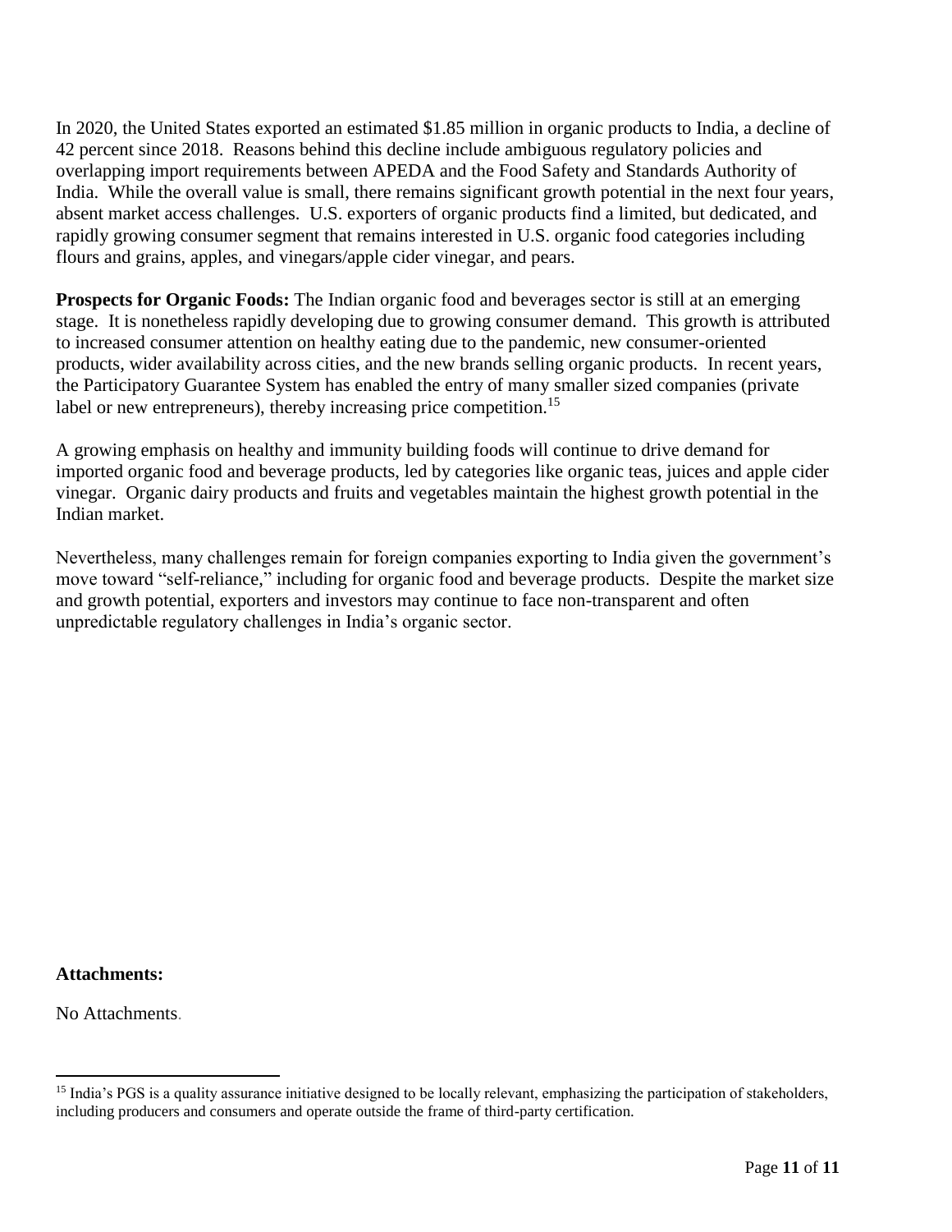In 2020, the United States exported an estimated $1.85 million in organic products to India, a decline of 42 percent since 2018. Reasons behind this decline include ambiguous regulatory policies and overlapping import requirements between APEDA and the Food Safety and Standards Authority of India. While the overall value is small, there remains significant growth potential in the next four years, absent market access challenges. U.S. exporters of organic products find a limited, but dedicated, and rapidly growing consumer segment that remains interested in U.S. organic food categories including flours and grains, apples, and vinegars/apple cider vinegar, and pears.

**Prospects for Organic Foods:** The Indian organic food and beverages sector is still at an emerging stage. It is nonetheless rapidly developing due to growing consumer demand. This growth is attributed to increased consumer attention on healthy eating due to the pandemic, new consumer-oriented products, wider availability across cities, and the new brands selling organic products. In recent years, the Participatory Guarantee System has enabled the entry of many smaller sized companies (private label or new entrepreneurs), thereby increasing price competition.[15]

A growing emphasis on healthy and immunity building foods will continue to drive demand for imported organic food and beverage products, led by categories like organic teas, juices and apple cider vinegar. Organic dairy products and fruits and vegetables maintain the highest growth potential in the Indian market.

Nevertheless, many challenges remain for foreign companies exporting to India given the government's move toward "self-reliance," including for organic food and beverage products. Despite the market size and growth potential, exporters and investors may continue to face non-transparent and often unpredictable regulatory challenges in India's organic sector.

**Attachments:**

No Attachments.

[15] India's PGS is a quality assurance initiative designed to be locally relevant, emphasizing the participation of stakeholders, including producers and consumers and operate outside the frame of third-party certification.